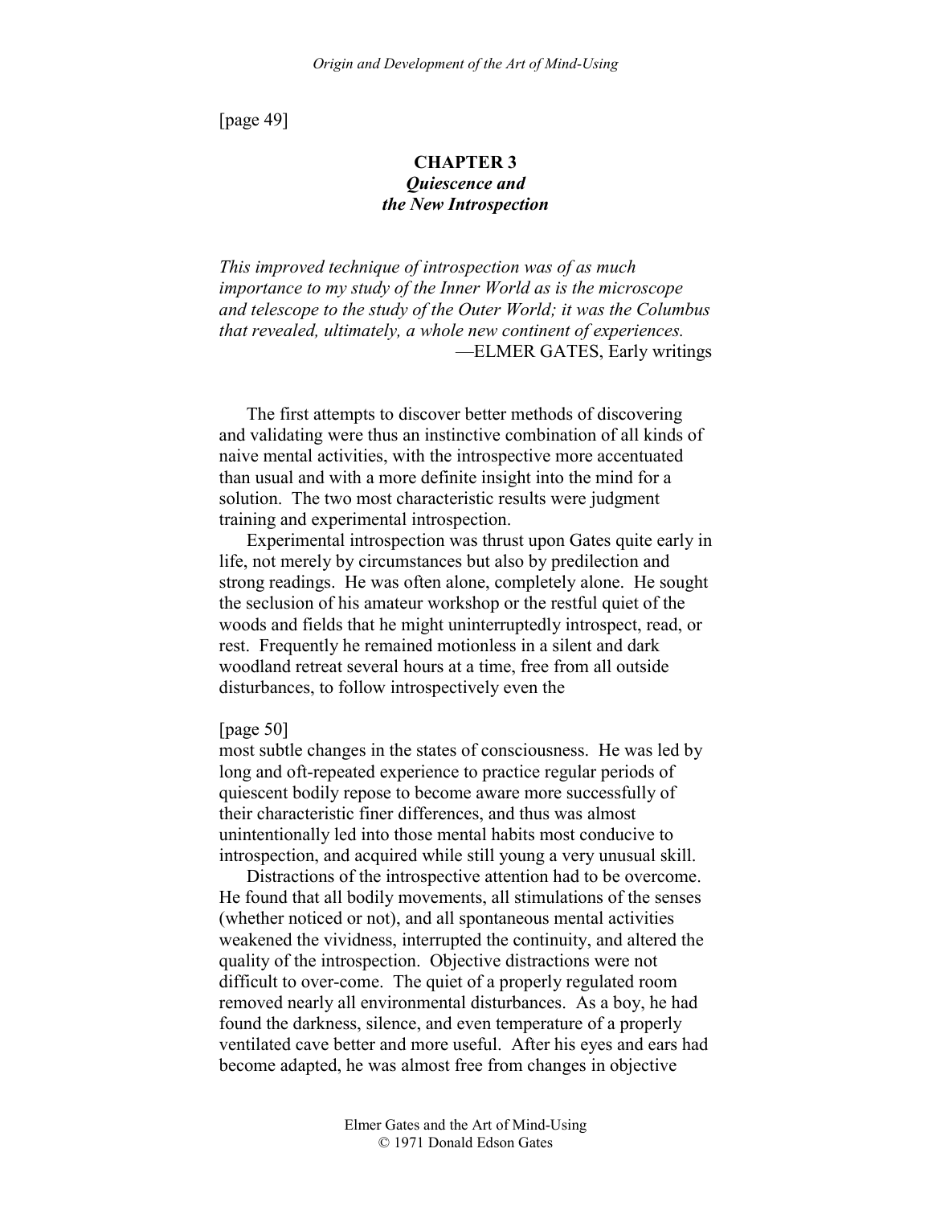[page 49]

## CHAPTER 3
### *Quiescence and the New Introspection*

*This improved technique of introspection was of as much importance to my study of the Inner World as is the microscope and telescope to the study of the Outer World; it was the Columbus that revealed, ultimately, a whole new continent of experiences.*
—ELMER GATES, Early writings

The first attempts to discover better methods of discovering and validating were thus an instinctive combination of all kinds of naive mental activities, with the introspective more accentuated than usual and with a more definite insight into the mind for a solution. The two most characteristic results were judgment training and experimental introspection.

Experimental introspection was thrust upon Gates quite early in life, not merely by circumstances but also by predilection and strong readings. He was often alone, completely alone. He sought the seclusion of his amateur workshop or the restful quiet of the woods and fields that he might uninterruptedly introspect, read, or rest. Frequently he remained motionless in a silent and dark woodland retreat several hours at a time, free from all outside disturbances, to follow introspectively even the

[page 50]
most subtle changes in the states of consciousness. He was led by long and oft-repeated experience to practice regular periods of quiescent bodily repose to become aware more successfully of their characteristic finer differences, and thus was almost unintentionally led into those mental habits most conducive to introspection, and acquired while still young a very unusual skill.

Distractions of the introspective attention had to be overcome. He found that all bodily movements, all stimulations of the senses (whether noticed or not), and all spontaneous mental activities weakened the vividness, interrupted the continuity, and altered the quality of the introspection. Objective distractions were not difficult to over-come. The quiet of a properly regulated room removed nearly all environmental disturbances. As a boy, he had found the darkness, silence, and even temperature of a properly ventilated cave better and more useful. After his eyes and ears had become adapted, he was almost free from changes in objective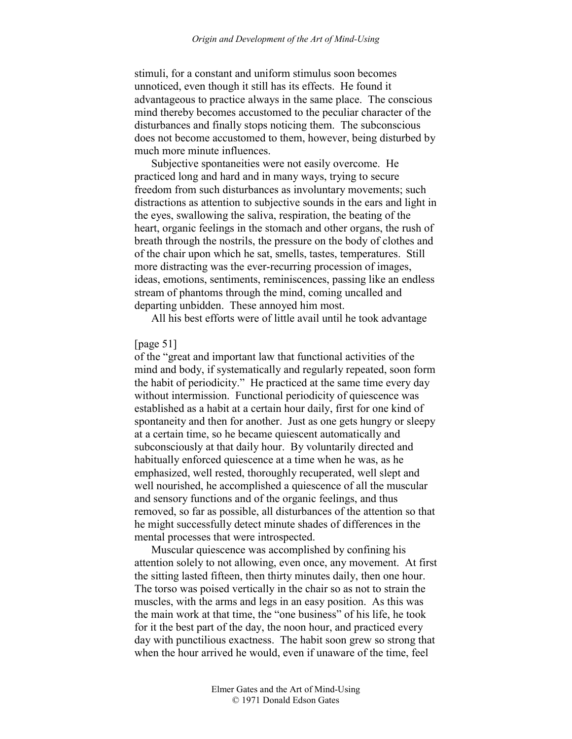stimuli, for a constant and uniform stimulus soon becomes unnoticed, even though it still has its effects. He found it advantageous to practice always in the same place. The conscious mind thereby becomes accustomed to the peculiar character of the disturbances and finally stops noticing them. The subconscious does not become accustomed to them, however, being disturbed by much more minute influences.

Subjective spontaneities were not easily overcome. He practiced long and hard and in many ways, trying to secure freedom from such disturbances as involuntary movements; such distractions as attention to subjective sounds in the ears and light in the eyes, swallowing the saliva, respiration, the beating of the heart, organic feelings in the stomach and other organs, the rush of breath through the nostrils, the pressure on the body of clothes and of the chair upon which he sat, smells, tastes, temperatures. Still more distracting was the ever-recurring procession of images, ideas, emotions, sentiments, reminiscences, passing like an endless stream of phantoms through the mind, coming uncalled and departing unbidden. These annoyed him most.

All his best efforts were of little avail until he took advantage

[page 51]

of the "great and important law that functional activities of the mind and body, if systematically and regularly repeated, soon form the habit of periodicity." He practiced at the same time every day without intermission. Functional periodicity of quiescence was established as a habit at a certain hour daily, first for one kind of spontaneity and then for another. Just as one gets hungry or sleepy at a certain time, so he became quiescent automatically and subconsciously at that daily hour. By voluntarily directed and habitually enforced quiescence at a time when he was, as he emphasized, well rested, thoroughly recuperated, well slept and well nourished, he accomplished a quiescence of all the muscular and sensory functions and of the organic feelings, and thus removed, so far as possible, all disturbances of the attention so that he might successfully detect minute shades of differences in the mental processes that were introspected.

Muscular quiescence was accomplished by confining his attention solely to not allowing, even once, any movement. At first the sitting lasted fifteen, then thirty minutes daily, then one hour. The torso was poised vertically in the chair so as not to strain the muscles, with the arms and legs in an easy position. As this was the main work at that time, the "one business" of his life, he took for it the best part of the day, the noon hour, and practiced every day with punctilious exactness. The habit soon grew so strong that when the hour arrived he would, even if unaware of the time, feel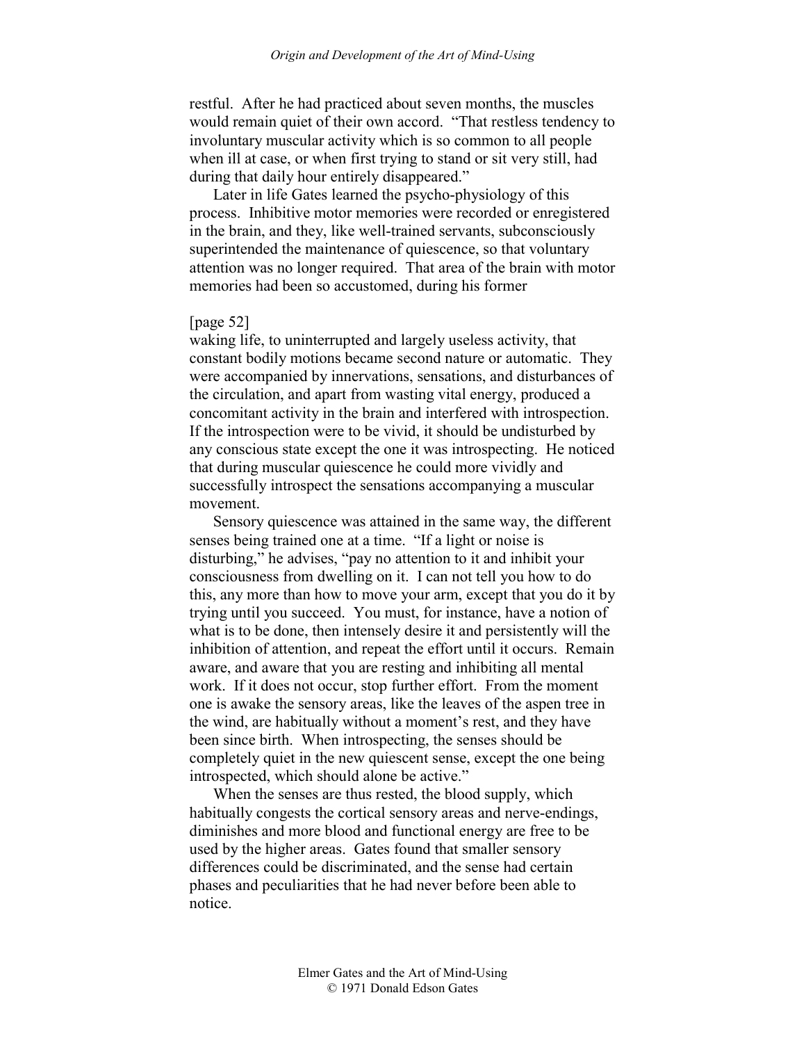restful. After he had practiced about seven months, the muscles would remain quiet of their own accord. "That restless tendency to involuntary muscular activity which is so common to all people when ill at case, or when first trying to stand or sit very still, had during that daily hour entirely disappeared."

Later in life Gates learned the psycho-physiology of this process. Inhibitive motor memories were recorded or enregistered in the brain, and they, like well-trained servants, subconsciously superintended the maintenance of quiescence, so that voluntary attention was no longer required. That area of the brain with motor memories had been so accustomed, during his former

[page 52]
waking life, to uninterrupted and largely useless activity, that constant bodily motions became second nature or automatic. They were accompanied by innervations, sensations, and disturbances of the circulation, and apart from wasting vital energy, produced a concomitant activity in the brain and interfered with introspection. If the introspection were to be vivid, it should be undisturbed by any conscious state except the one it was introspecting. He noticed that during muscular quiescence he could more vividly and successfully introspect the sensations accompanying a muscular movement.

Sensory quiescence was attained in the same way, the different senses being trained one at a time. "If a light or noise is disturbing," he advises, "pay no attention to it and inhibit your consciousness from dwelling on it. I can not tell you how to do this, any more than how to move your arm, except that you do it by trying until you succeed. You must, for instance, have a notion of what is to be done, then intensely desire it and persistently will the inhibition of attention, and repeat the effort until it occurs. Remain aware, and aware that you are resting and inhibiting all mental work. If it does not occur, stop further effort. From the moment one is awake the sensory areas, like the leaves of the aspen tree in the wind, are habitually without a moment's rest, and they have been since birth. When introspecting, the senses should be completely quiet in the new quiescent sense, except the one being introspected, which should alone be active."

When the senses are thus rested, the blood supply, which habitually congests the cortical sensory areas and nerve-endings, diminishes and more blood and functional energy are free to be used by the higher areas. Gates found that smaller sensory differences could be discriminated, and the sense had certain phases and peculiarities that he had never before been able to notice.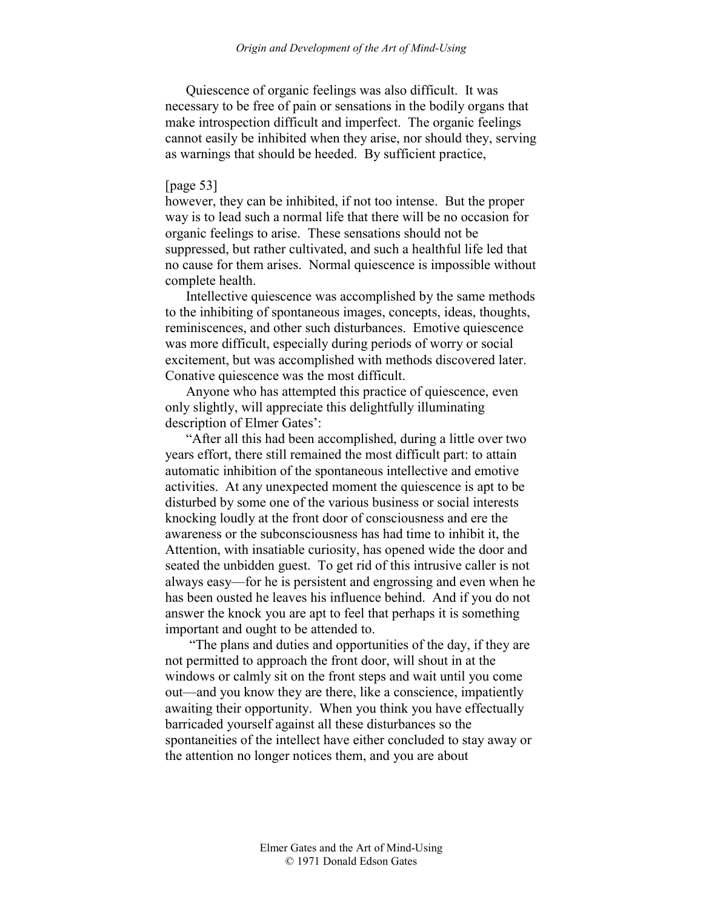Quiescence of organic feelings was also difficult. It was necessary to be free of pain or sensations in the bodily organs that make introspection difficult and imperfect. The organic feelings cannot easily be inhibited when they arise, nor should they, serving as warnings that should be heeded. By sufficient practice,

[page 53]
however, they can be inhibited, if not too intense. But the proper way is to lead such a normal life that there will be no occasion for organic feelings to arise. These sensations should not be suppressed, but rather cultivated, and such a healthful life led that no cause for them arises. Normal quiescence is impossible without complete health.

Intellective quiescence was accomplished by the same methods to the inhibiting of spontaneous images, concepts, ideas, thoughts, reminiscences, and other such disturbances. Emotive quiescence was more difficult, especially during periods of worry or social excitement, but was accomplished with methods discovered later. Conative quiescence was the most difficult.

Anyone who has attempted this practice of quiescence, even only slightly, will appreciate this delightfully illuminating description of Elmer Gates':

"After all this had been accomplished, during a little over two years effort, there still remained the most difficult part: to attain automatic inhibition of the spontaneous intellective and emotive activities. At any unexpected moment the quiescence is apt to be disturbed by some one of the various business or social interests knocking loudly at the front door of consciousness and ere the awareness or the subconsciousness has had time to inhibit it, the Attention, with insatiable curiosity, has opened wide the door and seated the unbidden guest. To get rid of this intrusive caller is not always easy—for he is persistent and engrossing and even when he has been ousted he leaves his influence behind. And if you do not answer the knock you are apt to feel that perhaps it is something important and ought to be attended to.

"The plans and duties and opportunities of the day, if they are not permitted to approach the front door, will shout in at the windows or calmly sit on the front steps and wait until you come out—and you know they are there, like a conscience, impatiently awaiting their opportunity. When you think you have effectually barricaded yourself against all these disturbances so the spontaneities of the intellect have either concluded to stay away or the attention no longer notices them, and you are about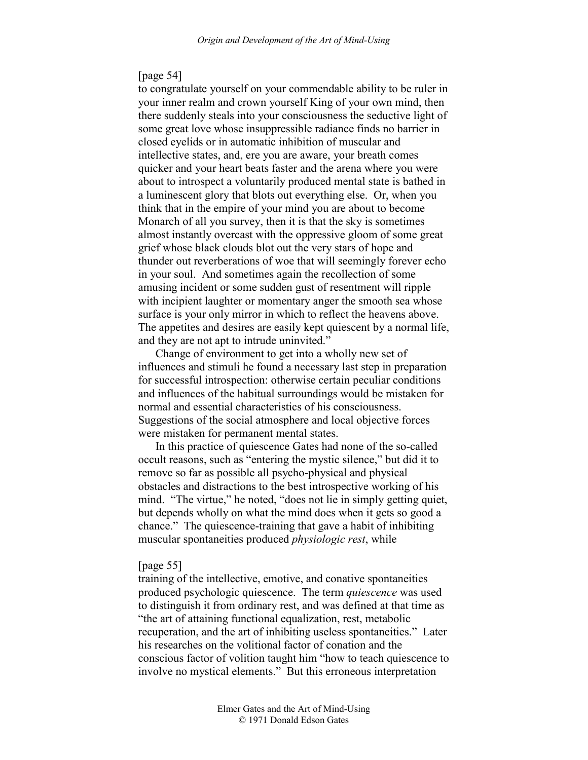[page 54]
to congratulate yourself on your commendable ability to be ruler in your inner realm and crown yourself King of your own mind, then there suddenly steals into your consciousness the seductive light of some great love whose insuppressible radiance finds no barrier in closed eyelids or in automatic inhibition of muscular and intellective states, and, ere you are aware, your breath comes quicker and your heart beats faster and the arena where you were about to introspect a voluntarily produced mental state is bathed in a luminescent glory that blots out everything else. Or, when you think that in the empire of your mind you are about to become Monarch of all you survey, then it is that the sky is sometimes almost instantly overcast with the oppressive gloom of some great grief whose black clouds blot out the very stars of hope and thunder out reverberations of woe that will seemingly forever echo in your soul. And sometimes again the recollection of some amusing incident or some sudden gust of resentment will ripple with incipient laughter or momentary anger the smooth sea whose surface is your only mirror in which to reflect the heavens above. The appetites and desires are easily kept quiescent by a normal life, and they are not apt to intrude uninvited."

Change of environment to get into a wholly new set of influences and stimuli he found a necessary last step in preparation for successful introspection: otherwise certain peculiar conditions and influences of the habitual surroundings would be mistaken for normal and essential characteristics of his consciousness. Suggestions of the social atmosphere and local objective forces were mistaken for permanent mental states.

In this practice of quiescence Gates had none of the so-called occult reasons, such as "entering the mystic silence," but did it to remove so far as possible all psycho-physical and physical obstacles and distractions to the best introspective working of his mind. "The virtue," he noted, "does not lie in simply getting quiet, but depends wholly on what the mind does when it gets so good a chance." The quiescence-training that gave a habit of inhibiting muscular spontaneities produced *physiologic rest*, while

[page 55]
training of the intellective, emotive, and conative spontaneities produced psychologic quiescence. The term *quiescence* was used to distinguish it from ordinary rest, and was defined at that time as "the art of attaining functional equalization, rest, metabolic recuperation, and the art of inhibiting useless spontaneities." Later his researches on the volitional factor of conation and the conscious factor of volition taught him "how to teach quiescence to involve no mystical elements." But this erroneous interpretation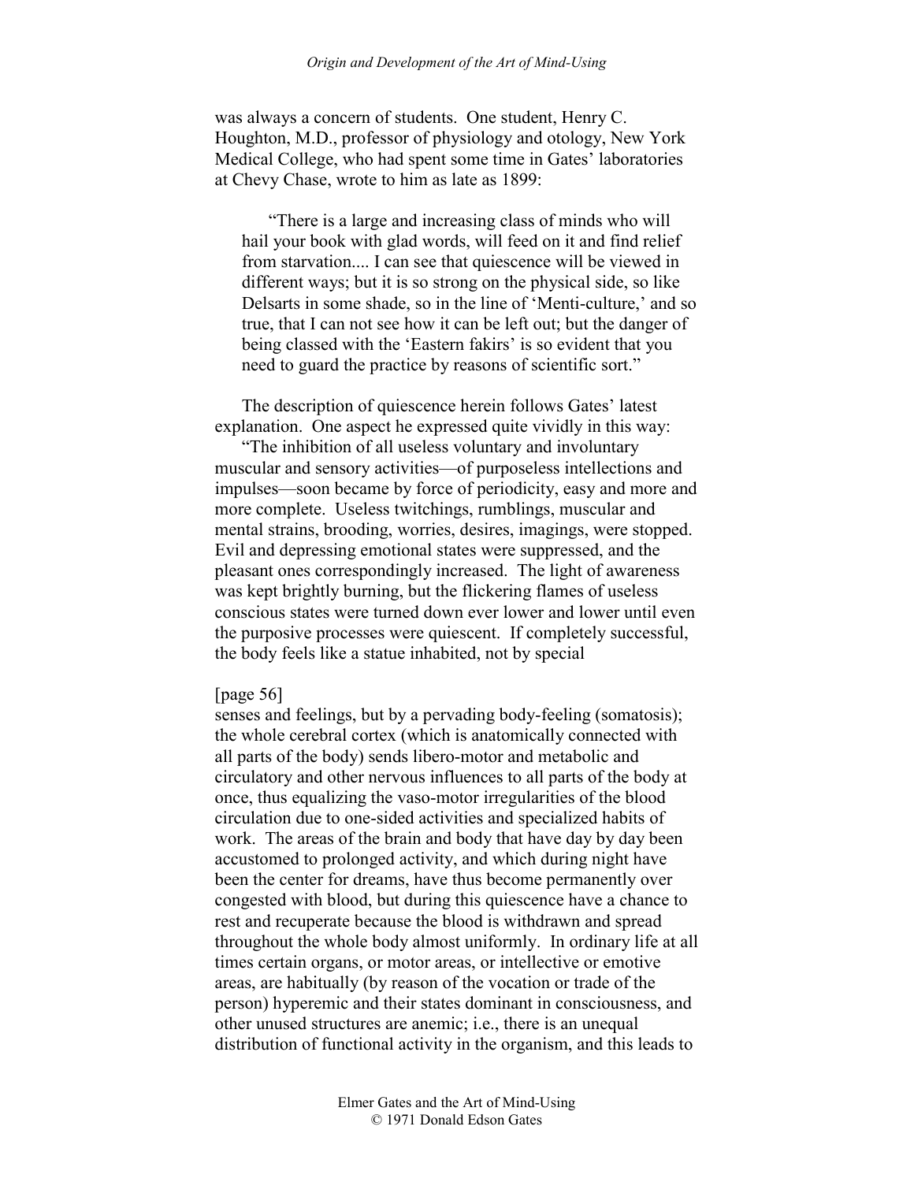was always a concern of students. One student, Henry C. Houghton, M.D., professor of physiology and otology, New York Medical College, who had spent some time in Gates' laboratories at Chevy Chase, wrote to him as late as 1899:

> "There is a large and increasing class of minds who will hail your book with glad words, will feed on it and find relief from starvation.... I can see that quiescence will be viewed in different ways; but it is so strong on the physical side, so like Delsarts in some shade, so in the line of 'Menti-culture,' and so true, that I can not see how it can be left out; but the danger of being classed with the 'Eastern fakirs' is so evident that you need to guard the practice by reasons of scientific sort."

The description of quiescence herein follows Gates' latest explanation. One aspect he expressed quite vividly in this way:

"The inhibition of all useless voluntary and involuntary muscular and sensory activities—of purposeless intellections and impulses—soon became by force of periodicity, easy and more and more complete. Useless twitchings, rumblings, muscular and mental strains, brooding, worries, desires, imagings, were stopped. Evil and depressing emotional states were suppressed, and the pleasant ones correspondingly increased. The light of awareness was kept brightly burning, but the flickering flames of useless conscious states were turned down ever lower and lower until even the purposive processes were quiescent. If completely successful, the body feels like a statue inhabited, not by special

[page 56]

senses and feelings, but by a pervading body-feeling (somatosis); the whole cerebral cortex (which is anatomically connected with all parts of the body) sends libero-motor and metabolic and circulatory and other nervous influences to all parts of the body at once, thus equalizing the vaso-motor irregularities of the blood circulation due to one-sided activities and specialized habits of work. The areas of the brain and body that have day by day been accustomed to prolonged activity, and which during night have been the center for dreams, have thus become permanently over congested with blood, but during this quiescence have a chance to rest and recuperate because the blood is withdrawn and spread throughout the whole body almost uniformly. In ordinary life at all times certain organs, or motor areas, or intellective or emotive areas, are habitually (by reason of the vocation or trade of the person) hyperemic and their states dominant in consciousness, and other unused structures are anemic; i.e., there is an unequal distribution of functional activity in the organism, and this leads to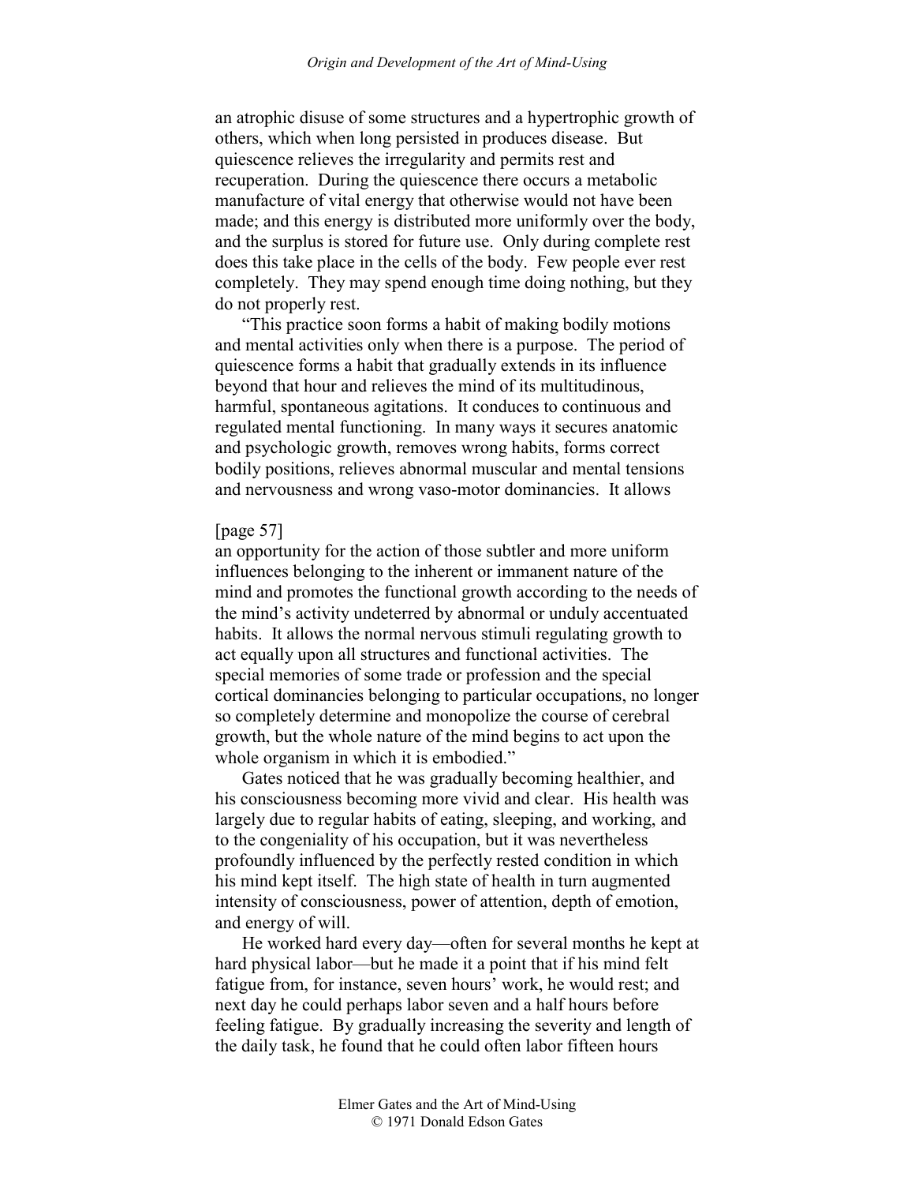an atrophic disuse of some structures and a hypertrophic growth of others, which when long persisted in produces disease. But quiescence relieves the irregularity and permits rest and recuperation. During the quiescence there occurs a metabolic manufacture of vital energy that otherwise would not have been made; and this energy is distributed more uniformly over the body, and the surplus is stored for future use. Only during complete rest does this take place in the cells of the body. Few people ever rest completely. They may spend enough time doing nothing, but they do not properly rest.

"This practice soon forms a habit of making bodily motions and mental activities only when there is a purpose. The period of quiescence forms a habit that gradually extends in its influence beyond that hour and relieves the mind of its multitudinous, harmful, spontaneous agitations. It conduces to continuous and regulated mental functioning. In many ways it secures anatomic and psychologic growth, removes wrong habits, forms correct bodily positions, relieves abnormal muscular and mental tensions and nervousness and wrong vaso-motor dominancies. It allows

[page 57]
an opportunity for the action of those subtler and more uniform influences belonging to the inherent or immanent nature of the mind and promotes the functional growth according to the needs of the mind's activity undeterred by abnormal or unduly accentuated habits. It allows the normal nervous stimuli regulating growth to act equally upon all structures and functional activities. The special memories of some trade or profession and the special cortical dominancies belonging to particular occupations, no longer so completely determine and monopolize the course of cerebral growth, but the whole nature of the mind begins to act upon the whole organism in which it is embodied."

Gates noticed that he was gradually becoming healthier, and his consciousness becoming more vivid and clear. His health was largely due to regular habits of eating, sleeping, and working, and to the congeniality of his occupation, but it was nevertheless profoundly influenced by the perfectly rested condition in which his mind kept itself. The high state of health in turn augmented intensity of consciousness, power of attention, depth of emotion, and energy of will.

He worked hard every day—often for several months he kept at hard physical labor—but he made it a point that if his mind felt fatigue from, for instance, seven hours' work, he would rest; and next day he could perhaps labor seven and a half hours before feeling fatigue. By gradually increasing the severity and length of the daily task, he found that he could often labor fifteen hours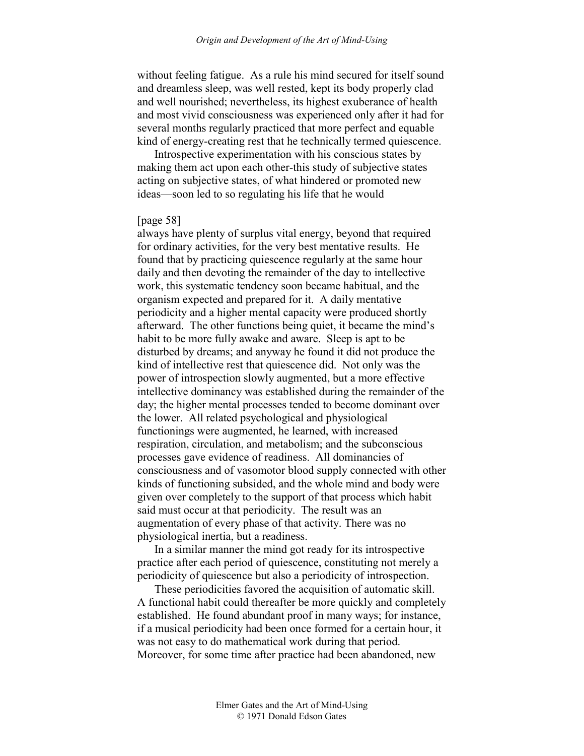without feeling fatigue. As a rule his mind secured for itself sound and dreamless sleep, was well rested, kept its body properly clad and well nourished; nevertheless, its highest exuberance of health and most vivid consciousness was experienced only after it had for several months regularly practiced that more perfect and equable kind of energy-creating rest that he technically termed quiescence.

Introspective experimentation with his conscious states by making them act upon each other-this study of subjective states acting on subjective states, of what hindered or promoted new ideas—soon led to so regulating his life that he would

[page 58]

always have plenty of surplus vital energy, beyond that required for ordinary activities, for the very best mentative results. He found that by practicing quiescence regularly at the same hour daily and then devoting the remainder of the day to intellective work, this systematic tendency soon became habitual, and the organism expected and prepared for it. A daily mentative periodicity and a higher mental capacity were produced shortly afterward. The other functions being quiet, it became the mind's habit to be more fully awake and aware. Sleep is apt to be disturbed by dreams; and anyway he found it did not produce the kind of intellective rest that quiescence did. Not only was the power of introspection slowly augmented, but a more effective intellective dominancy was established during the remainder of the day; the higher mental processes tended to become dominant over the lower. All related psychological and physiological functionings were augmented, he learned, with increased respiration, circulation, and metabolism; and the subconscious processes gave evidence of readiness. All dominancies of consciousness and of vasomotor blood supply connected with other kinds of functioning subsided, and the whole mind and body were given over completely to the support of that process which habit said must occur at that periodicity. The result was an augmentation of every phase of that activity. There was no physiological inertia, but a readiness.

In a similar manner the mind got ready for its introspective practice after each period of quiescence, constituting not merely a periodicity of quiescence but also a periodicity of introspection.

These periodicities favored the acquisition of automatic skill. A functional habit could thereafter be more quickly and completely established. He found abundant proof in many ways; for instance, if a musical periodicity had been once formed for a certain hour, it was not easy to do mathematical work during that period. Moreover, for some time after practice had been abandoned, new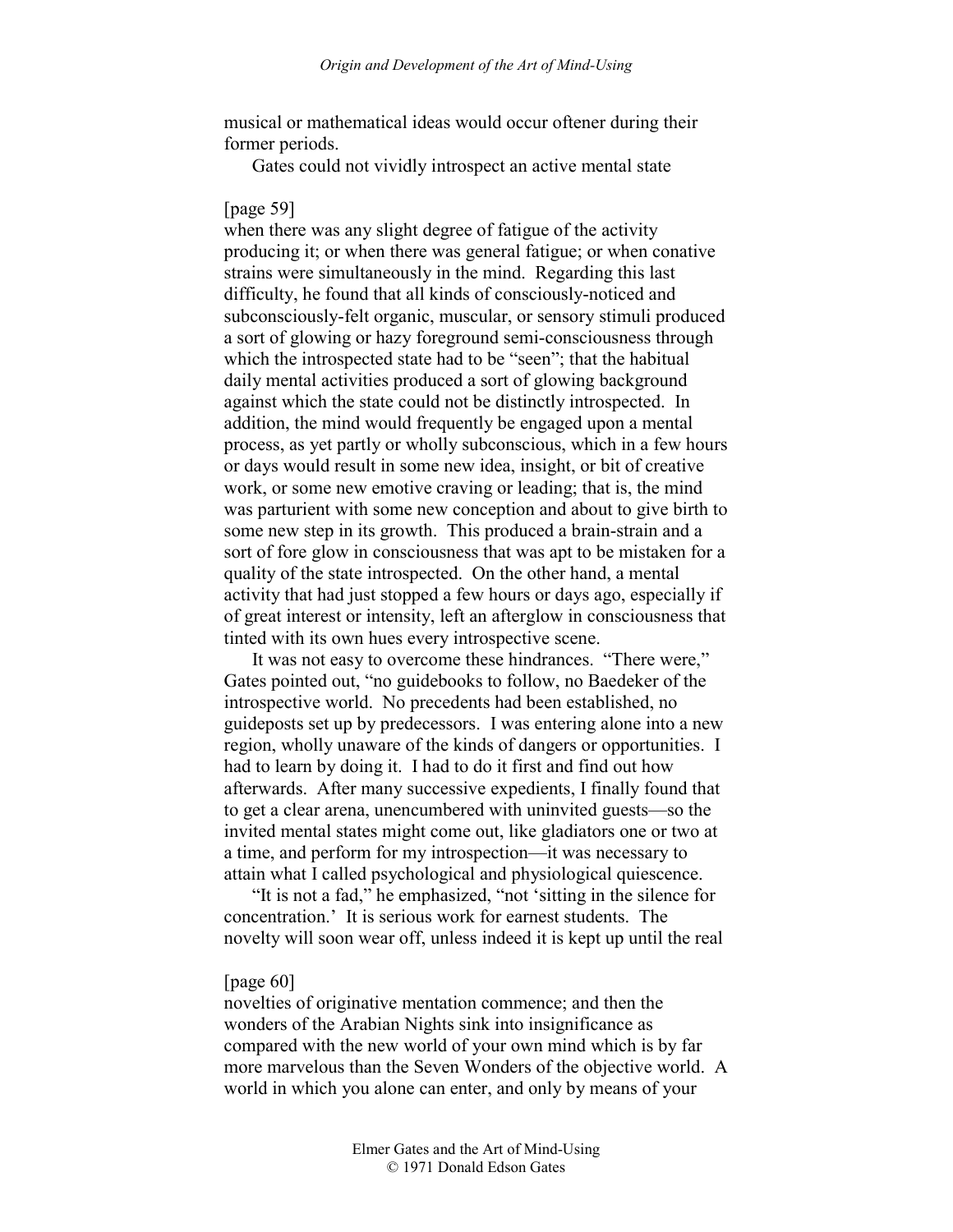musical or mathematical ideas would occur oftener during their former periods.

Gates could not vividly introspect an active mental state

[page 59]

when there was any slight degree of fatigue of the activity producing it; or when there was general fatigue; or when conative strains were simultaneously in the mind. Regarding this last difficulty, he found that all kinds of consciously-noticed and subconsciously-felt organic, muscular, or sensory stimuli produced a sort of glowing or hazy foreground semi-consciousness through which the introspected state had to be "seen"; that the habitual daily mental activities produced a sort of glowing background against which the state could not be distinctly introspected. In addition, the mind would frequently be engaged upon a mental process, as yet partly or wholly subconscious, which in a few hours or days would result in some new idea, insight, or bit of creative work, or some new emotive craving or leading; that is, the mind was parturient with some new conception and about to give birth to some new step in its growth. This produced a brain-strain and a sort of fore glow in consciousness that was apt to be mistaken for a quality of the state introspected. On the other hand, a mental activity that had just stopped a few hours or days ago, especially if of great interest or intensity, left an afterglow in consciousness that tinted with its own hues every introspective scene.

It was not easy to overcome these hindrances. "There were," Gates pointed out, "no guidebooks to follow, no Baedeker of the introspective world. No precedents had been established, no guideposts set up by predecessors. I was entering alone into a new region, wholly unaware of the kinds of dangers or opportunities. I had to learn by doing it. I had to do it first and find out how afterwards. After many successive expedients, I finally found that to get a clear arena, unencumbered with uninvited guests—so the invited mental states might come out, like gladiators one or two at a time, and perform for my introspection—it was necessary to attain what I called psychological and physiological quiescence.

"It is not a fad," he emphasized, "not 'sitting in the silence for concentration.' It is serious work for earnest students. The novelty will soon wear off, unless indeed it is kept up until the real

[page 60]

novelties of originative mentation commence; and then the wonders of the Arabian Nights sink into insignificance as compared with the new world of your own mind which is by far more marvelous than the Seven Wonders of the objective world. A world in which you alone can enter, and only by means of your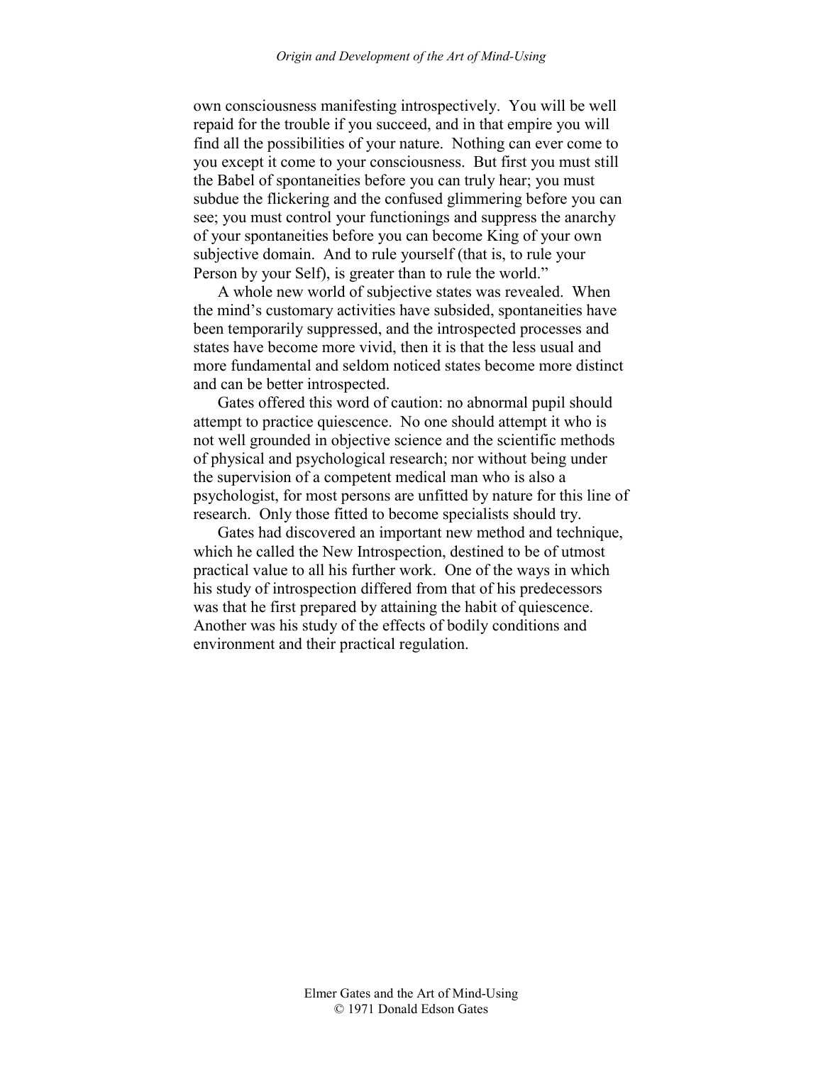own consciousness manifesting introspectively. You will be well repaid for the trouble if you succeed, and in that empire you will find all the possibilities of your nature. Nothing can ever come to you except it come to your consciousness. But first you must still the Babel of spontaneities before you can truly hear; you must subdue the flickering and the confused glimmering before you can see; you must control your functionings and suppress the anarchy of your spontaneities before you can become King of your own subjective domain. And to rule yourself (that is, to rule your Person by your Self), is greater than to rule the world."

A whole new world of subjective states was revealed. When the mind's customary activities have subsided, spontaneities have been temporarily suppressed, and the introspected processes and states have become more vivid, then it is that the less usual and more fundamental and seldom noticed states become more distinct and can be better introspected.

Gates offered this word of caution: no abnormal pupil should attempt to practice quiescence. No one should attempt it who is not well grounded in objective science and the scientific methods of physical and psychological research; nor without being under the supervision of a competent medical man who is also a psychologist, for most persons are unfitted by nature for this line of research. Only those fitted to become specialists should try.

Gates had discovered an important new method and technique, which he called the New Introspection, destined to be of utmost practical value to all his further work. One of the ways in which his study of introspection differed from that of his predecessors was that he first prepared by attaining the habit of quiescence. Another was his study of the effects of bodily conditions and environment and their practical regulation.